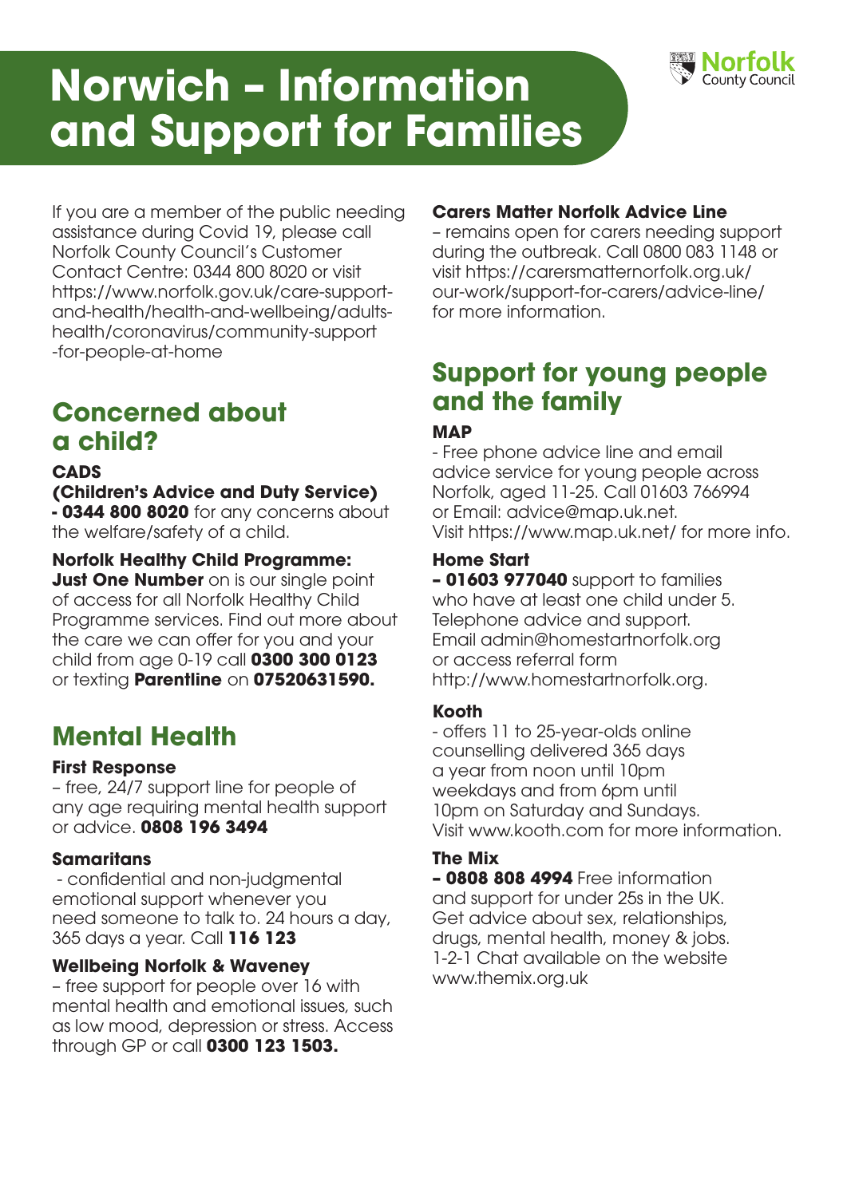# Norwich – Information and Support for Families

Norfolk County Council

If you are a member of the public needing assistance during Covid 19, please call Norfolk County Council's Customer Contact Centre: 0344 800 8020 or visit https://www.norfolk.gov.uk/care-support-and-health/health-and-wellbeing/adults-health/coronavirus/community-support-for-people-at-home

## Concerned about a child?

**CADS**
**(Children's Advice and Duty Service)**
**- 0344 800 8020** for any concerns about the welfare/safety of a child.

**Norfolk Healthy Child Programme:**
**Just One Number** on is our single point of access for all Norfolk Healthy Child Programme services. Find out more about the care we can offer for you and your child from age 0-19 call **0300 300 0123** or texting **Parentline** on **07520631590.**

## Mental Health

**First Response**
– free, 24/7 support line for people of any age requiring mental health support or advice. **0808 196 3494**

**Samaritans**
- confidential and non-judgmental emotional support whenever you need someone to talk to. 24 hours a day, 365 days a year. Call **116 123**

**Wellbeing Norfolk & Waveney**
– free support for people over 16 with mental health and emotional issues, such as low mood, depression or stress. Access through GP or call **0300 123 1503.**

**Carers Matter Norfolk Advice Line**
– remains open for carers needing support during the outbreak. Call 0800 083 1148 or visit https://carersmatternorfolk.org.uk/our-work/support-for-carers/advice-line/ for more information.

## Support for young people and the family

**MAP**
- Free phone advice line and email advice service for young people across Norfolk, aged 11-25. Call 01603 766994 or Email: advice@map.uk.net.
Visit https://www.map.uk.net/ for more info.

**Home Start**
**– 01603 977040** support to families who have at least one child under 5. Telephone advice and support. Email admin@homestartnorfolk.org or access referral form http://www.homestartnorfolk.org.

**Kooth**
- offers 11 to 25-year-olds online counselling delivered 365 days a year from noon until 10pm weekdays and from 6pm until 10pm on Saturday and Sundays. Visit www.kooth.com for more information.

**The Mix**
**– 0808 808 4994** Free information and support for under 25s in the UK. Get advice about sex, relationships, drugs, mental health, money & jobs. 1-2-1 Chat available on the website www.themix.org.uk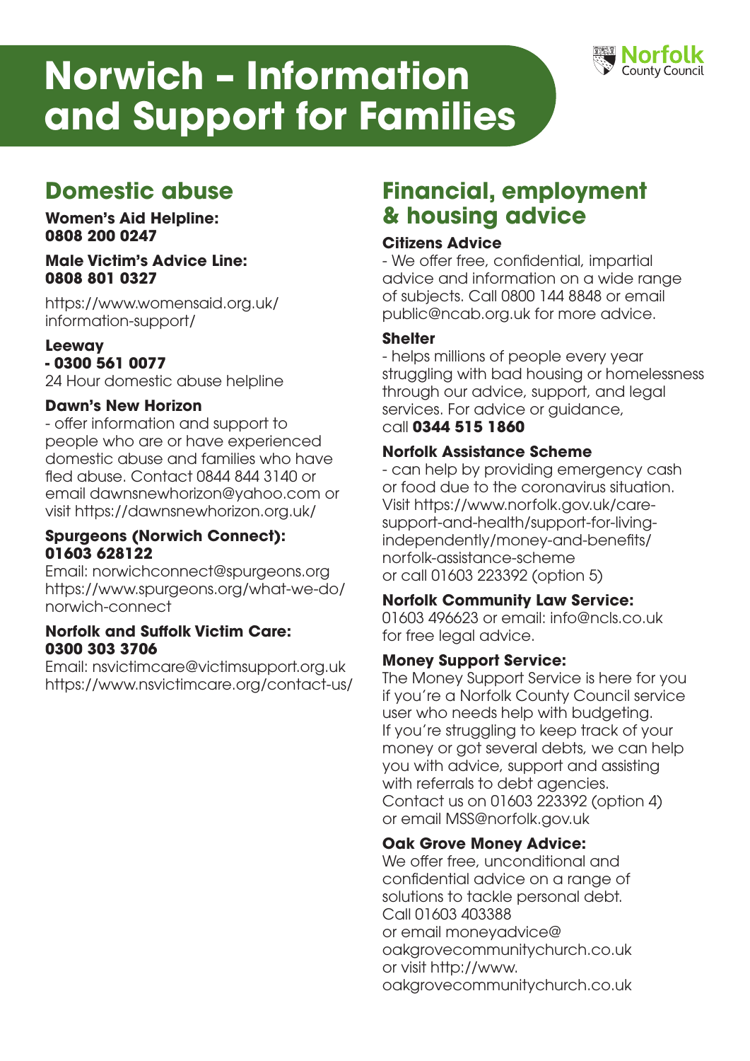# Norwich – Information and Support for Families

## Domestic abuse

**Women's Aid Helpline: 0808 200 0247**

**Male Victim's Advice Line: 0808 801 0327**

https://www.womensaid.org.uk/information-support/

**Leeway - 0300 561 0077**
24 Hour domestic abuse helpline

**Dawn's New Horizon**
- offer information and support to people who are or have experienced domestic abuse and families who have fled abuse. Contact 0844 844 3140 or email dawnsnewhorizon@yahoo.com or visit https://dawnsnewhorizon.org.uk/

**Spurgeons (Norwich Connect): 01603 628122**
Email: norwichconnect@spurgeons.org
https://www.spurgeons.org/what-we-do/norwich-connect

**Norfolk and Suffolk Victim Care: 0300 303 3706**
Email: nsvictimcare@victimsupport.org.uk
https://www.nsvictimcare.org/contact-us/

## Financial, employment & housing advice

**Citizens Advice**
- We offer free, confidential, impartial advice and information on a wide range of subjects. Call 0800 144 8848 or email public@ncab.org.uk for more advice.

**Shelter**
- helps millions of people every year struggling with bad housing or homelessness through our advice, support, and legal services. For advice or guidance, call **0344 515 1860**

**Norfolk Assistance Scheme**
- can help by providing emergency cash or food due to the coronavirus situation. Visit https://www.norfolk.gov.uk/care-support-and-health/support-for-living-independently/money-and-benefits/norfolk-assistance-scheme or call 01603 223392 (option 5)

**Norfolk Community Law Service:**
01603 496623 or email: info@ncls.co.uk for free legal advice.

**Money Support Service:**
The Money Support Service is here for you if you're a Norfolk County Council service user who needs help with budgeting. If you're struggling to keep track of your money or got several debts, we can help you with advice, support and assisting with referrals to debt agencies. Contact us on 01603 223392 (option 4) or email MSS@norfolk.gov.uk

**Oak Grove Money Advice:**
We offer free, unconditional and confidential advice on a range of solutions to tackle personal debt. Call 01603 403388 or email moneyadvice@oakgrovecommunitychurch.co.uk or visit http://www.oakgrovecommunitychurch.co.uk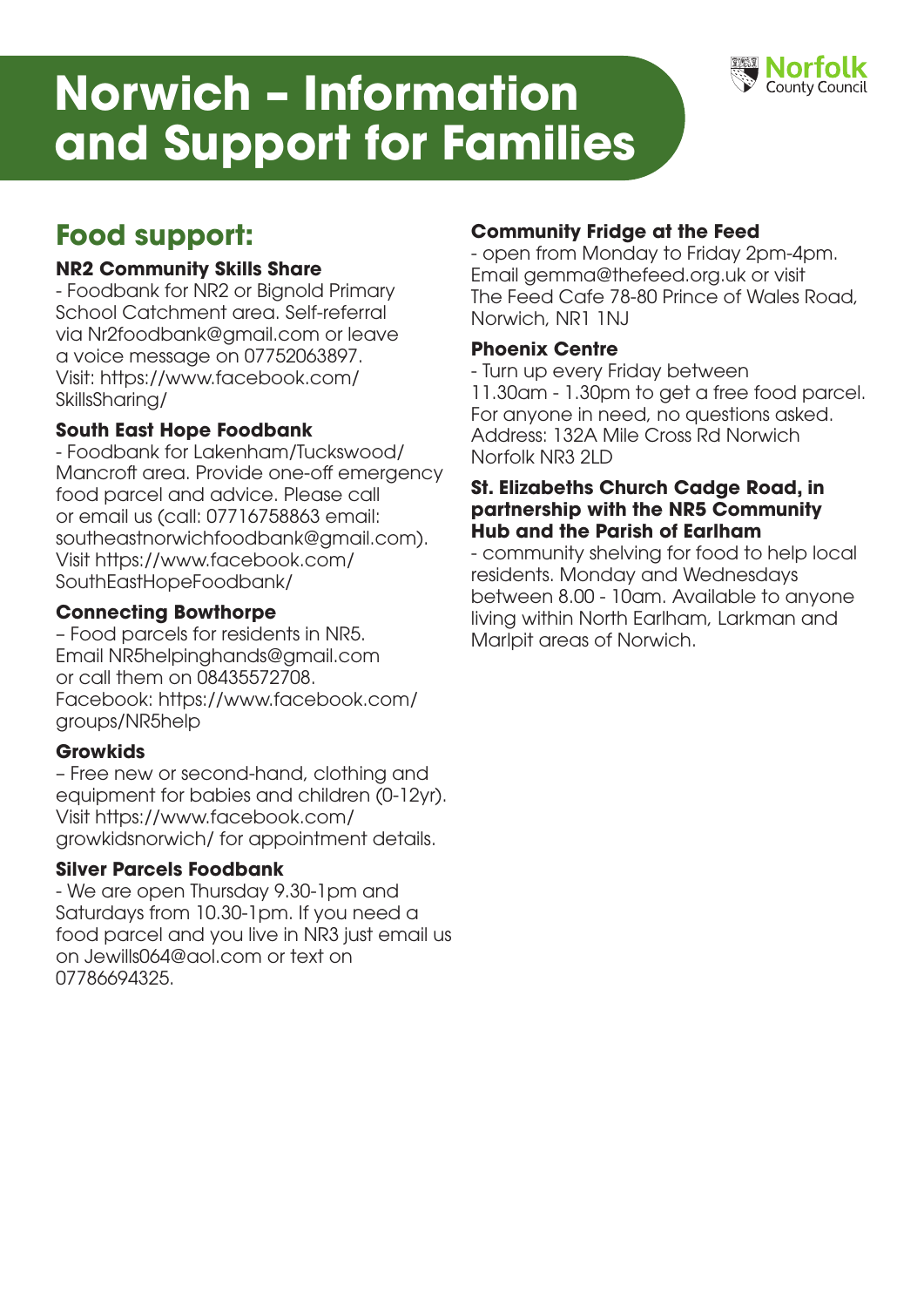# Norwich – Information and Support for Families

## Food support:

### NR2 Community Skills Share

- Foodbank for NR2 or Bignold Primary School Catchment area. Self-referral via Nr2foodbank@gmail.com or leave a voice message on 07752063897. Visit: https://www.facebook.com/SkillsSharing/

### South East Hope Foodbank

- Foodbank for Lakenham/Tuckswood/Mancroft area. Provide one-off emergency food parcel and advice. Please call or email us (call: 07716758863 email: southeastnorwichfoodbank@gmail.com). Visit https://www.facebook.com/SouthEastHopeFoodbank/

### Connecting Bowthorpe

– Food parcels for residents in NR5. Email NR5helpinghands@gmail.com or call them on 08435572708. Facebook: https://www.facebook.com/groups/NR5help

### Growkids

– Free new or second-hand, clothing and equipment for babies and children (0-12yr). Visit https://www.facebook.com/growkidsnorwich/ for appointment details.

### Silver Parcels Foodbank

- We are open Thursday 9.30-1pm and Saturdays from 10.30-1pm. If you need a food parcel and you live in NR3 just email us on Jewills064@aol.com or text on 07786694325.

### Community Fridge at the Feed

- open from Monday to Friday 2pm-4pm. Email gemma@thefeed.org.uk or visit The Feed Cafe 78-80 Prince of Wales Road, Norwich, NR1 1NJ

### Phoenix Centre

- Turn up every Friday between 11.30am - 1.30pm to get a free food parcel. For anyone in need, no questions asked. Address: 132A Mile Cross Rd Norwich Norfolk NR3 2LD

### St. Elizabeths Church Cadge Road, in partnership with the NR5 Community Hub and the Parish of Earlham

- community shelving for food to help local residents. Monday and Wednesdays between 8.00 - 10am. Available to anyone living within North Earlham, Larkman and Marlpit areas of Norwich.